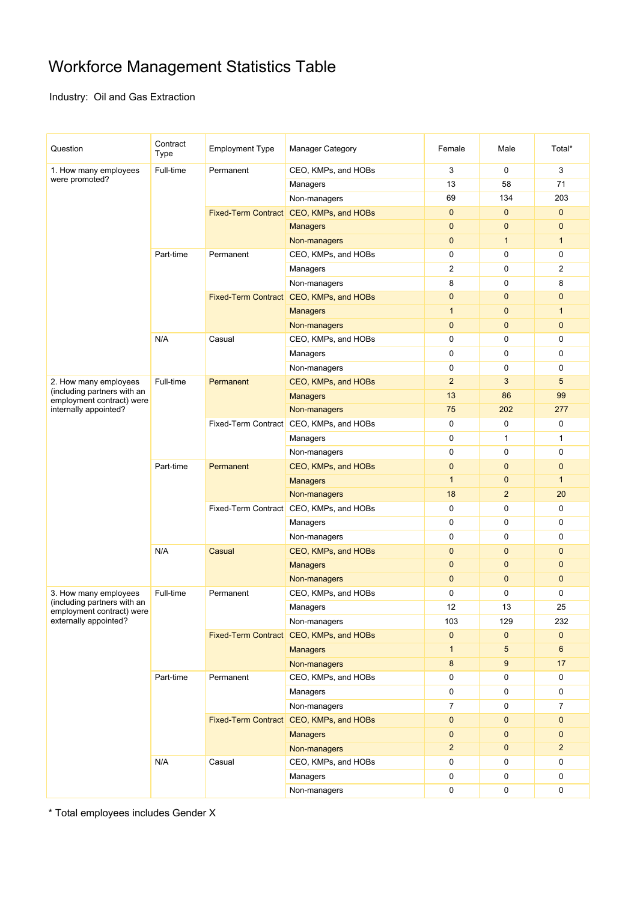# Workforce Management Statistics Table

Industry: Oil and Gas Extraction

| Question | Contract Type | Employment Type | Manager Category | Female | Male | Total* |
|---|---|---|---|---|---|---|
| 1. How many employees were promoted? | Full-time | Permanent | CEO, KMPs, and HOBs | 3 | 0 | 3 |
| | | | Managers | 13 | 58 | 71 |
| | | | Non-managers | 69 | 134 | 203 |
| | | Fixed-Term Contract | CEO, KMPs, and HOBs | 0 | 0 | 0 |
| | | | Managers | 0 | 0 | 0 |
| | | | Non-managers | 0 | 1 | 1 |
| | Part-time | Permanent | CEO, KMPs, and HOBs | 0 | 0 | 0 |
| | | | Managers | 2 | 0 | 2 |
| | | | Non-managers | 8 | 0 | 8 |
| | | Fixed-Term Contract | CEO, KMPs, and HOBs | 0 | 0 | 0 |
| | | | Managers | 1 | 0 | 1 |
| | | | Non-managers | 0 | 0 | 0 |
| | N/A | Casual | CEO, KMPs, and HOBs | 0 | 0 | 0 |
| | | | Managers | 0 | 0 | 0 |
| | | | Non-managers | 0 | 0 | 0 |
| 2. How many employees (including partners with an employment contract) were internally appointed? | Full-time | Permanent | CEO, KMPs, and HOBs | 2 | 3 | 5 |
| | | | Managers | 13 | 86 | 99 |
| | | | Non-managers | 75 | 202 | 277 |
| | | Fixed-Term Contract | CEO, KMPs, and HOBs | 0 | 0 | 0 |
| | | | Managers | 0 | 1 | 1 |
| | | | Non-managers | 0 | 0 | 0 |
| | Part-time | Permanent | CEO, KMPs, and HOBs | 0 | 0 | 0 |
| | | | Managers | 1 | 0 | 1 |
| | | | Non-managers | 18 | 2 | 20 |
| | | Fixed-Term Contract | CEO, KMPs, and HOBs | 0 | 0 | 0 |
| | | | Managers | 0 | 0 | 0 |
| | | | Non-managers | 0 | 0 | 0 |
| | N/A | Casual | CEO, KMPs, and HOBs | 0 | 0 | 0 |
| | | | Managers | 0 | 0 | 0 |
| | | | Non-managers | 0 | 0 | 0 |
| 3. How many employees (including partners with an employment contract) were externally appointed? | Full-time | Permanent | CEO, KMPs, and HOBs | 0 | 0 | 0 |
| | | | Managers | 12 | 13 | 25 |
| | | | Non-managers | 103 | 129 | 232 |
| | | Fixed-Term Contract | CEO, KMPs, and HOBs | 0 | 0 | 0 |
| | | | Managers | 1 | 5 | 6 |
| | | | Non-managers | 8 | 9 | 17 |
| | Part-time | Permanent | CEO, KMPs, and HOBs | 0 | 0 | 0 |
| | | | Managers | 0 | 0 | 0 |
| | | | Non-managers | 7 | 0 | 7 |
| | | Fixed-Term Contract | CEO, KMPs, and HOBs | 0 | 0 | 0 |
| | | | Managers | 0 | 0 | 0 |
| | | | Non-managers | 2 | 0 | 2 |
| | N/A | Casual | CEO, KMPs, and HOBs | 0 | 0 | 0 |
| | | | Managers | 0 | 0 | 0 |
| | | | Non-managers | 0 | 0 | 0 |

* Total employees includes Gender X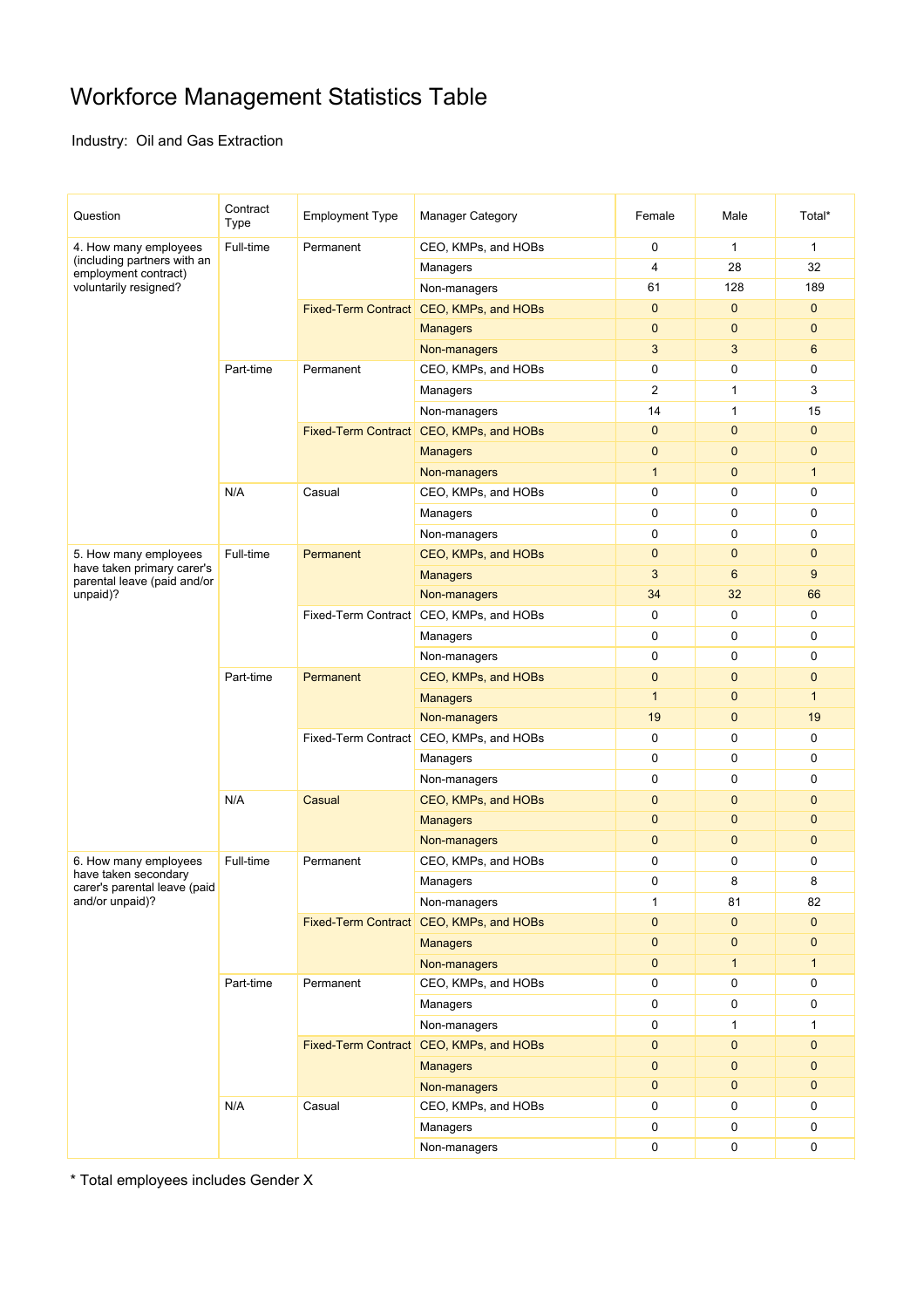# Workforce Management Statistics Table

Industry: Oil and Gas Extraction

| Question | Contract Type | Employment Type | Manager Category | Female | Male | Total* |
|---|---|---|---|---|---|---|
| 4. How many employees (including partners with an employment contract) voluntarily resigned? | Full-time | Permanent | CEO, KMPs, and HOBs | 0 | 1 | 1 |
| | | | Managers | 4 | 28 | 32 |
| | | | Non-managers | 61 | 128 | 189 |
| | | Fixed-Term Contract | CEO, KMPs, and HOBs | 0 | 0 | 0 |
| | | | Managers | 0 | 0 | 0 |
| | | | Non-managers | 3 | 3 | 6 |
| | Part-time | Permanent | CEO, KMPs, and HOBs | 0 | 0 | 0 |
| | | | Managers | 2 | 1 | 3 |
| | | | Non-managers | 14 | 1 | 15 |
| | | Fixed-Term Contract | CEO, KMPs, and HOBs | 0 | 0 | 0 |
| | | | Managers | 0 | 0 | 0 |
| | | | Non-managers | 1 | 0 | 1 |
| | N/A | Casual | CEO, KMPs, and HOBs | 0 | 0 | 0 |
| | | | Managers | 0 | 0 | 0 |
| | | | Non-managers | 0 | 0 | 0 |
| 5. How many employees have taken primary carer's parental leave (paid and/or unpaid)? | Full-time | Permanent | CEO, KMPs, and HOBs | 0 | 0 | 0 |
| | | | Managers | 3 | 6 | 9 |
| | | | Non-managers | 34 | 32 | 66 |
| | | Fixed-Term Contract | CEO, KMPs, and HOBs | 0 | 0 | 0 |
| | | | Managers | 0 | 0 | 0 |
| | | | Non-managers | 0 | 0 | 0 |
| | Part-time | Permanent | CEO, KMPs, and HOBs | 0 | 0 | 0 |
| | | | Managers | 1 | 0 | 1 |
| | | | Non-managers | 19 | 0 | 19 |
| | | Fixed-Term Contract | CEO, KMPs, and HOBs | 0 | 0 | 0 |
| | | | Managers | 0 | 0 | 0 |
| | | | Non-managers | 0 | 0 | 0 |
| | N/A | Casual | CEO, KMPs, and HOBs | 0 | 0 | 0 |
| | | | Managers | 0 | 0 | 0 |
| | | | Non-managers | 0 | 0 | 0 |
| 6. How many employees have taken secondary carer's parental leave (paid and/or unpaid)? | Full-time | Permanent | CEO, KMPs, and HOBs | 0 | 0 | 0 |
| | | | Managers | 0 | 8 | 8 |
| | | | Non-managers | 1 | 81 | 82 |
| | | Fixed-Term Contract | CEO, KMPs, and HOBs | 0 | 0 | 0 |
| | | | Managers | 0 | 0 | 0 |
| | | | Non-managers | 0 | 1 | 1 |
| | Part-time | Permanent | CEO, KMPs, and HOBs | 0 | 0 | 0 |
| | | | Managers | 0 | 0 | 0 |
| | | | Non-managers | 0 | 1 | 1 |
| | | Fixed-Term Contract | CEO, KMPs, and HOBs | 0 | 0 | 0 |
| | | | Managers | 0 | 0 | 0 |
| | | | Non-managers | 0 | 0 | 0 |
| | N/A | Casual | CEO, KMPs, and HOBs | 0 | 0 | 0 |
| | | | Managers | 0 | 0 | 0 |
| | | | Non-managers | 0 | 0 | 0 |

* Total employees includes Gender X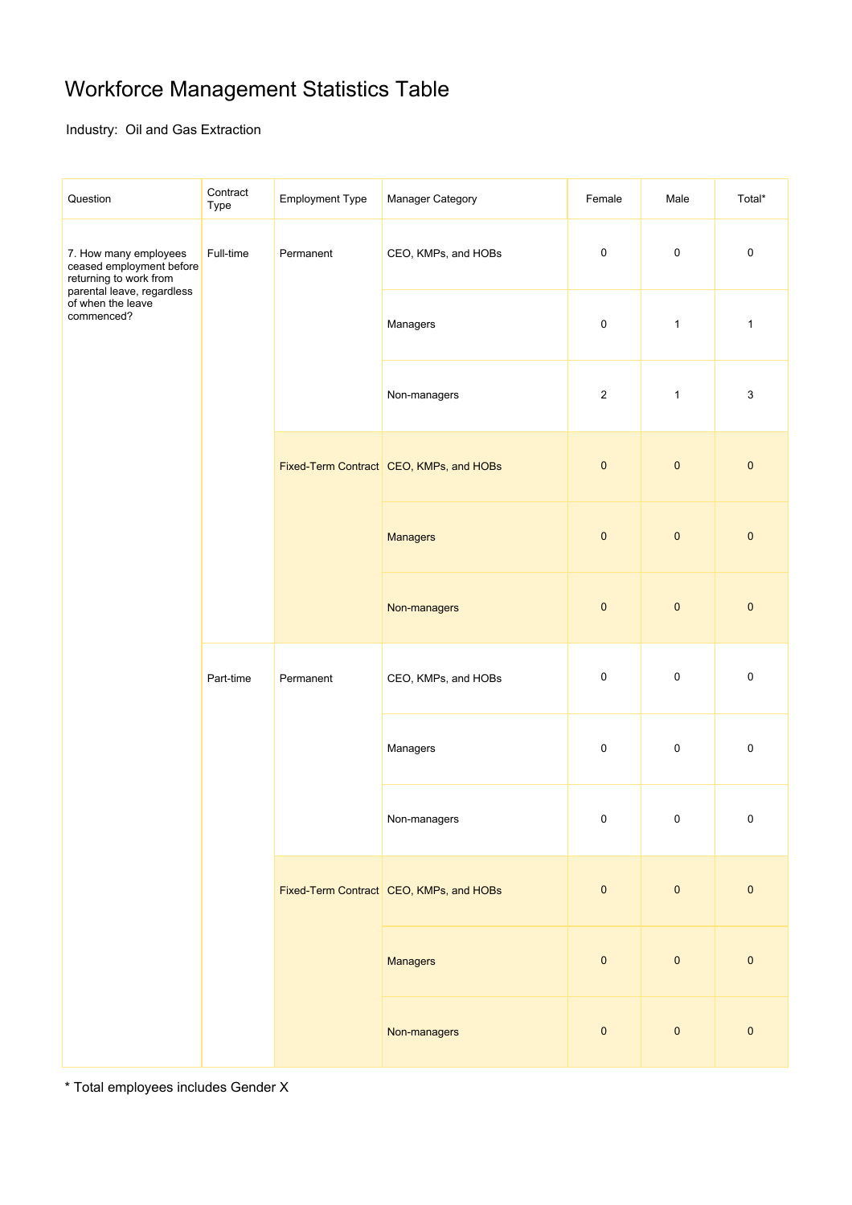# Workforce Management Statistics Table

Industry: Oil and Gas Extraction

| Question | Contract Type | Employment Type | Manager Category | Female | Male | Total* |
|---|---|---|---|---|---|---|
| 7. How many employees ceased employment before returning to work from parental leave, regardless of when the leave commenced? | Full-time | Permanent | CEO, KMPs, and HOBs | 0 | 0 | 0 |
| | | | Managers | 0 | 1 | 1 |
| | | | Non-managers | 2 | 1 | 3 |
| | | Fixed-Term Contract | CEO, KMPs, and HOBs | 0 | 0 | 0 |
| | | | Managers | 0 | 0 | 0 |
| | | | Non-managers | 0 | 0 | 0 |
| | Part-time | Permanent | CEO, KMPs, and HOBs | 0 | 0 | 0 |
| | | | Managers | 0 | 0 | 0 |
| | | | Non-managers | 0 | 0 | 0 |
| | | Fixed-Term Contract | CEO, KMPs, and HOBs | 0 | 0 | 0 |
| | | | Managers | 0 | 0 | 0 |
| | | | Non-managers | 0 | 0 | 0 |

* Total employees includes Gender X